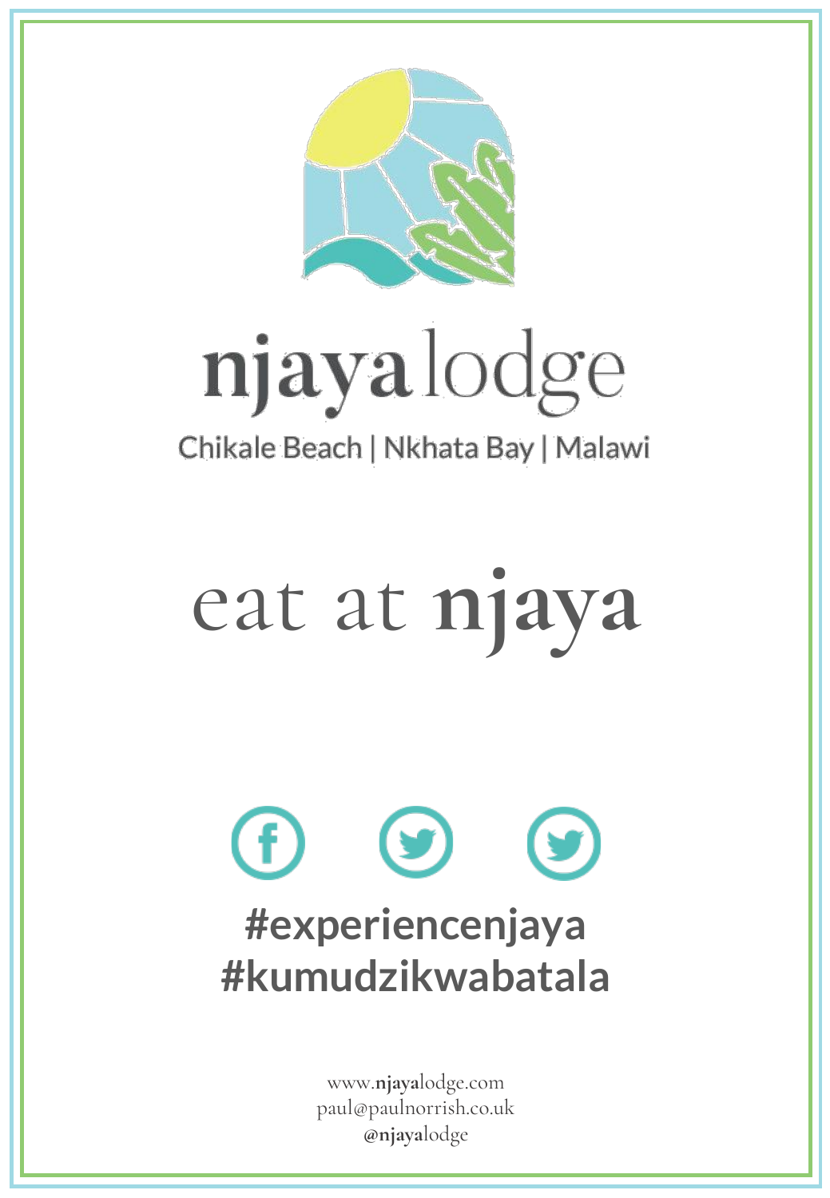# **njaya**lodge

Chikale Beach | Nkhata Bay | Malawi

# eat at **njaya**

**#experiencenjaya**
**#kumudzikwabatala**

www.**njaya**lodge.com
paul@paulnorrish.co.uk
**@njaya**lodge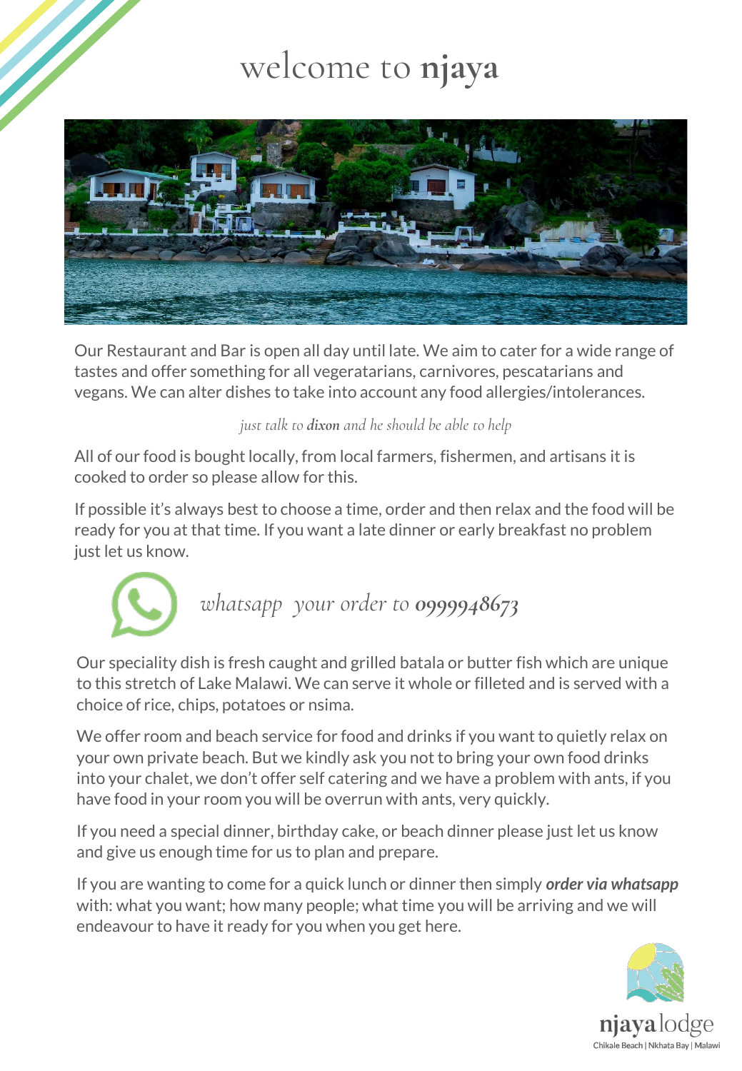# welcome to **njaya**

Our Restaurant and Bar is open all day until late. We aim to cater for a wide range of tastes and offer something for all vegeratarians, carnivores, pescatarians and vegans. We can alter dishes to take into account any food allergies/intolerances.

*just talk to **dixon** and he should be able to help*

All of our food is bought locally, from local farmers, fishermen, and artisans it is cooked to order so please allow for this.

If possible it's always best to choose a time, order and then relax and the food will be ready for you at that time. If you want a late dinner or early breakfast no problem just let us know.

*whatsapp your order to **0999948673***

Our speciality dish is fresh caught and grilled batala or butter fish which are unique to this stretch of Lake Malawi. We can serve it whole or filleted and is served with a choice of rice, chips, potatoes or nsima.

We offer room and beach service for food and drinks if you want to quietly relax on your own private beach. But we kindly ask you not to bring your own food drinks into your chalet, we don't offer self catering and we have a problem with ants, if you have food in your room you will be overrun with ants, very quickly.

If you need a special dinner, birthday cake, or beach dinner please just let us know and give us enough time for us to plan and prepare.

If you are wanting to come for a quick lunch or dinner then simply ***order via whatsapp*** with: what you want; how many people; what time you will be arriving and we will endeavour to have it ready for you when you get here.

**njaya** lodge
Chikale Beach | Nkhata Bay | Malawi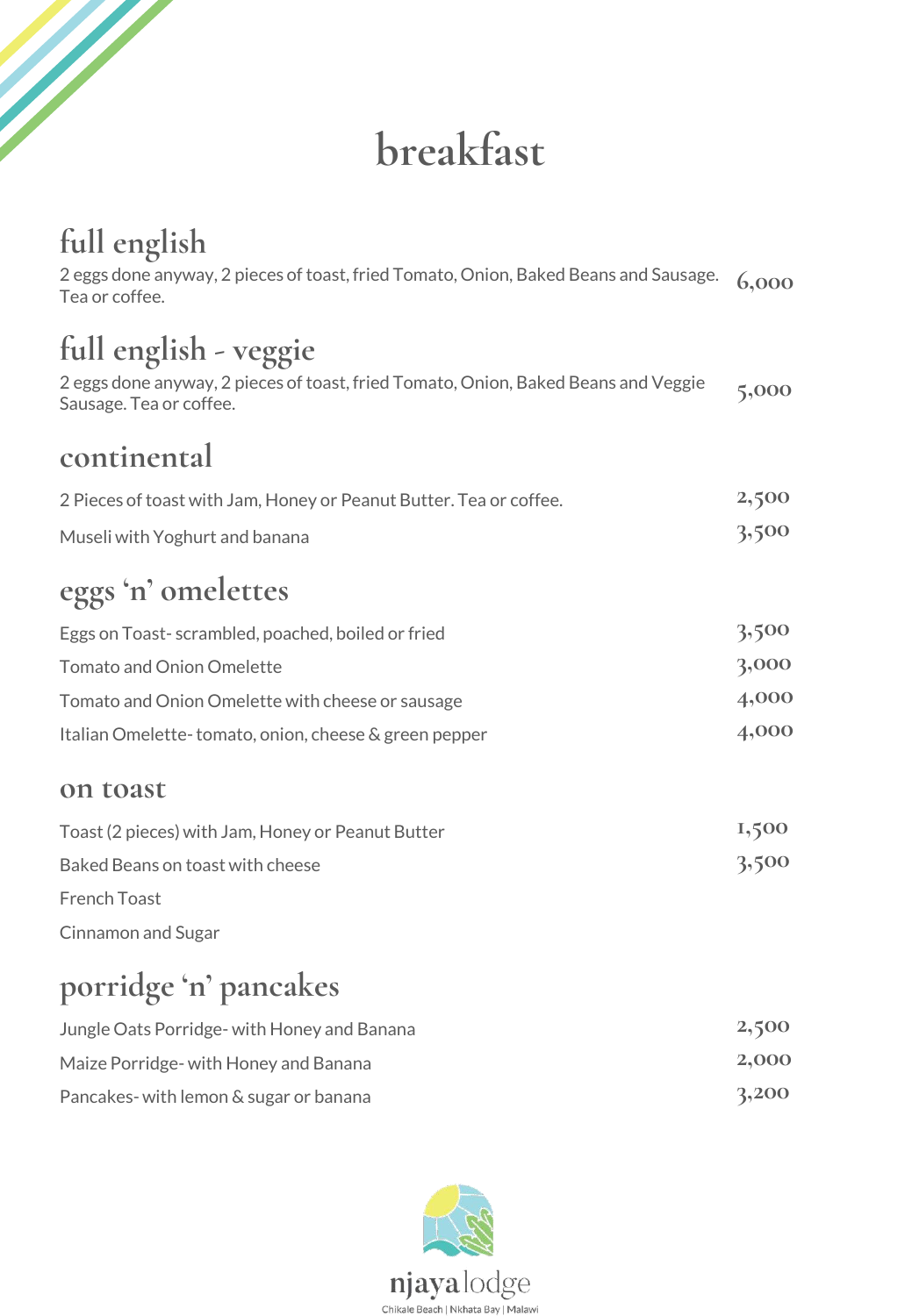# breakfast

## full english

2 eggs done anyway, 2 pieces of toast, fried Tomato, Onion, Baked Beans and Sausage. Tea or coffee. 6,000

## full english - veggie

2 eggs done anyway, 2 pieces of toast, fried Tomato, Onion, Baked Beans and Veggie Sausage. Tea or coffee. 5,000

## continental

2 Pieces of toast with Jam, Honey or Peanut Butter. Tea or coffee. 2,500

Museli with Yoghurt and banana 3,500

## eggs 'n' omelettes

Eggs on Toast- scrambled, poached, boiled or fried 3,500

Tomato and Onion Omelette 3,000

Tomato and Onion Omelette with cheese or sausage 4,000

Italian Omelette- tomato, onion, cheese & green pepper 4,000

## on toast

Toast (2 pieces) with Jam, Honey or Peanut Butter 1,500

Baked Beans on toast with cheese 3,500

French Toast

Cinnamon and Sugar

## porridge 'n' pancakes

Jungle Oats Porridge- with Honey and Banana 2,500

Maize Porridge- with Honey and Banana 2,000

Pancakes- with lemon & sugar or banana 3,200

njaya lodge

Chikale Beach | Nkhata Bay | Malawi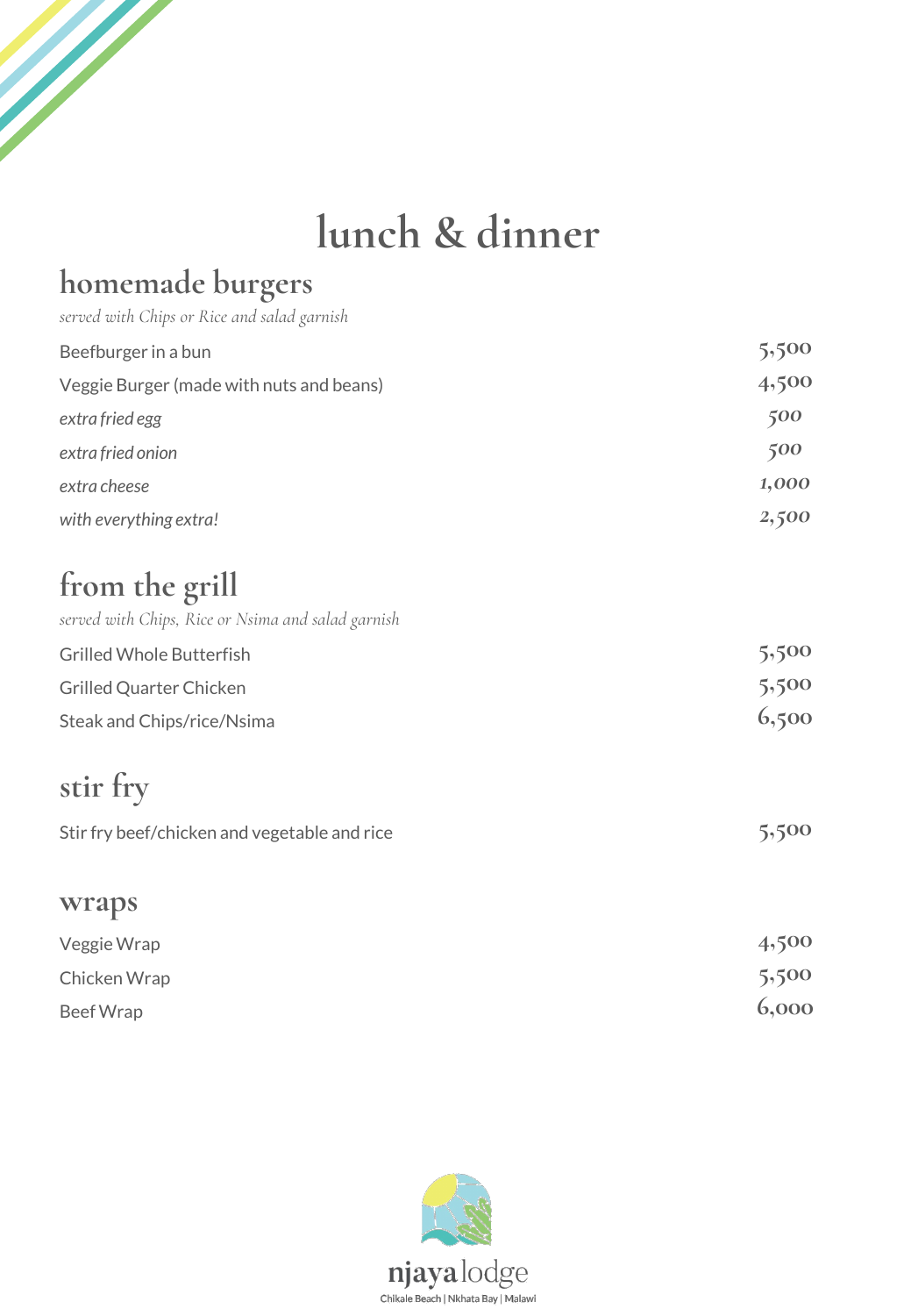# lunch & dinner

## homemade burgers

*served with Chips or Rice and salad garnish*

| | |
|---|---|
| Beefburger in a bun | 5,500 |
| Veggie Burger (made with nuts and beans) | 4,500 |
| *extra fried egg* | *500* |
| *extra fried onion* | *500* |
| *extra cheese* | *1,000* |
| *with everything extra!* | *2,500* |

## from the grill

*served with Chips, Rice or Nsima and salad garnish*

| | |
|---|---|
| Grilled Whole Butterfish | 5,500 |
| Grilled Quarter Chicken | 5,500 |
| Steak and Chips/rice/Nsima | 6,500 |

## stir fry

| | |
|---|---|
| Stir fry beef/chicken and vegetable and rice | 5,500 |

## wraps

| | |
|---|---|
| Veggie Wrap | 4,500 |
| Chicken Wrap | 5,500 |
| Beef Wrap | 6,000 |

njaya lodge

Chikale Beach | Nkhata Bay | Malawi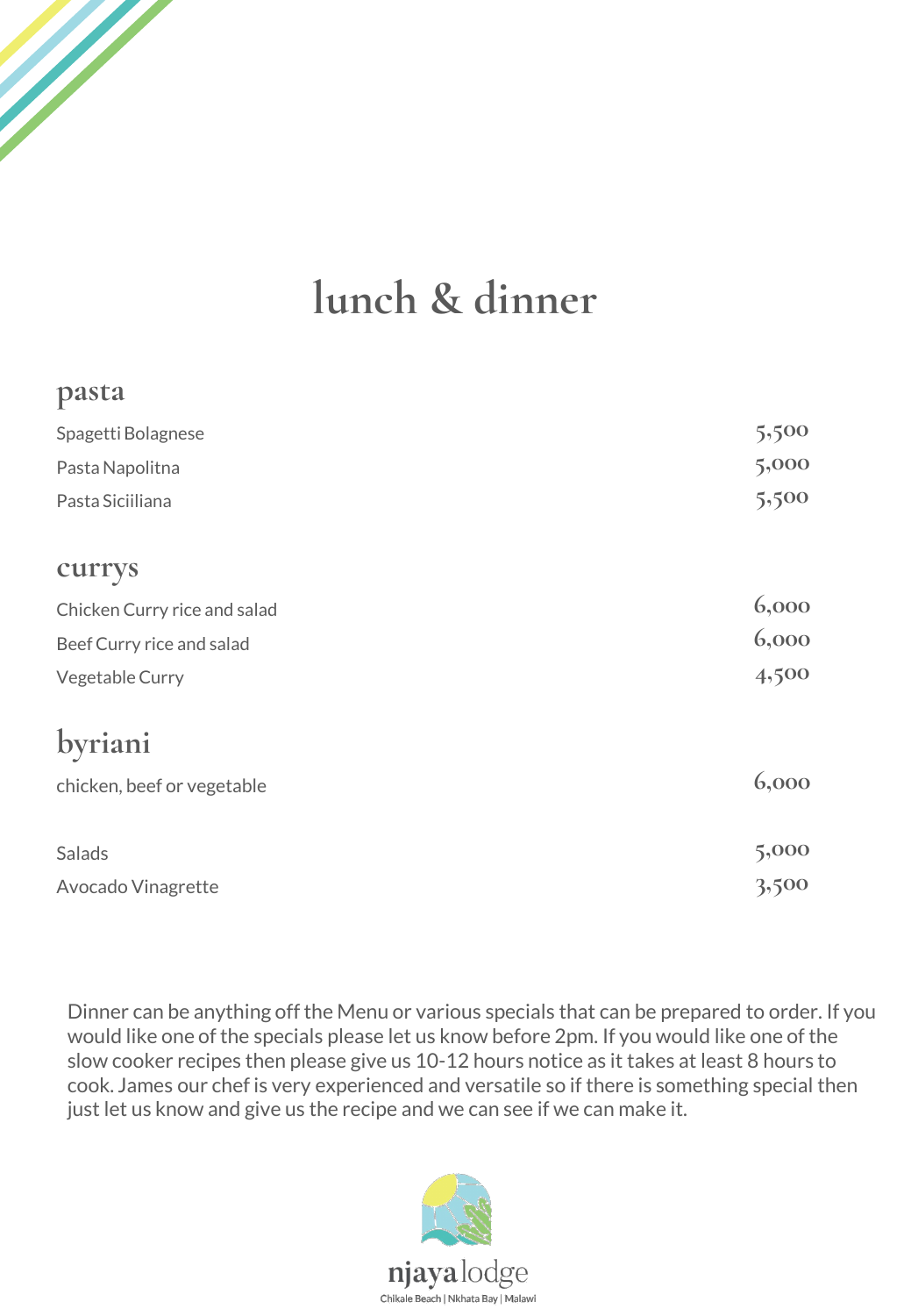# lunch & dinner

## pasta

| | |
|---|---|
| Spagetti Bolagnese | 5,500 |
| Pasta Napolitna | 5,000 |
| Pasta Siciiliana | 5,500 |

## currys

| | |
|---|---|
| Chicken Curry rice and salad | 6,000 |
| Beef Curry rice and salad | 6,000 |
| Vegetable Curry | 4,500 |

## byriani

| | |
|---|---|
| chicken, beef or vegetable | 6,000 |

| | |
|---|---|
| Salads | 5,000 |
| Avocado Vinagrette | 3,500 |

Dinner can be anything off the Menu or various specials that can be prepared to order. If you would like one of the specials please let us know before 2pm. If you would like one of the slow cooker recipes then please give us 10-12 hours notice as it takes at least 8 hours to cook. James our chef is very experienced and versatile so if there is something special then just let us know and give us the recipe and we can see if we can make it.

njaya lodge
Chikale Beach | Nkhata Bay | Malawi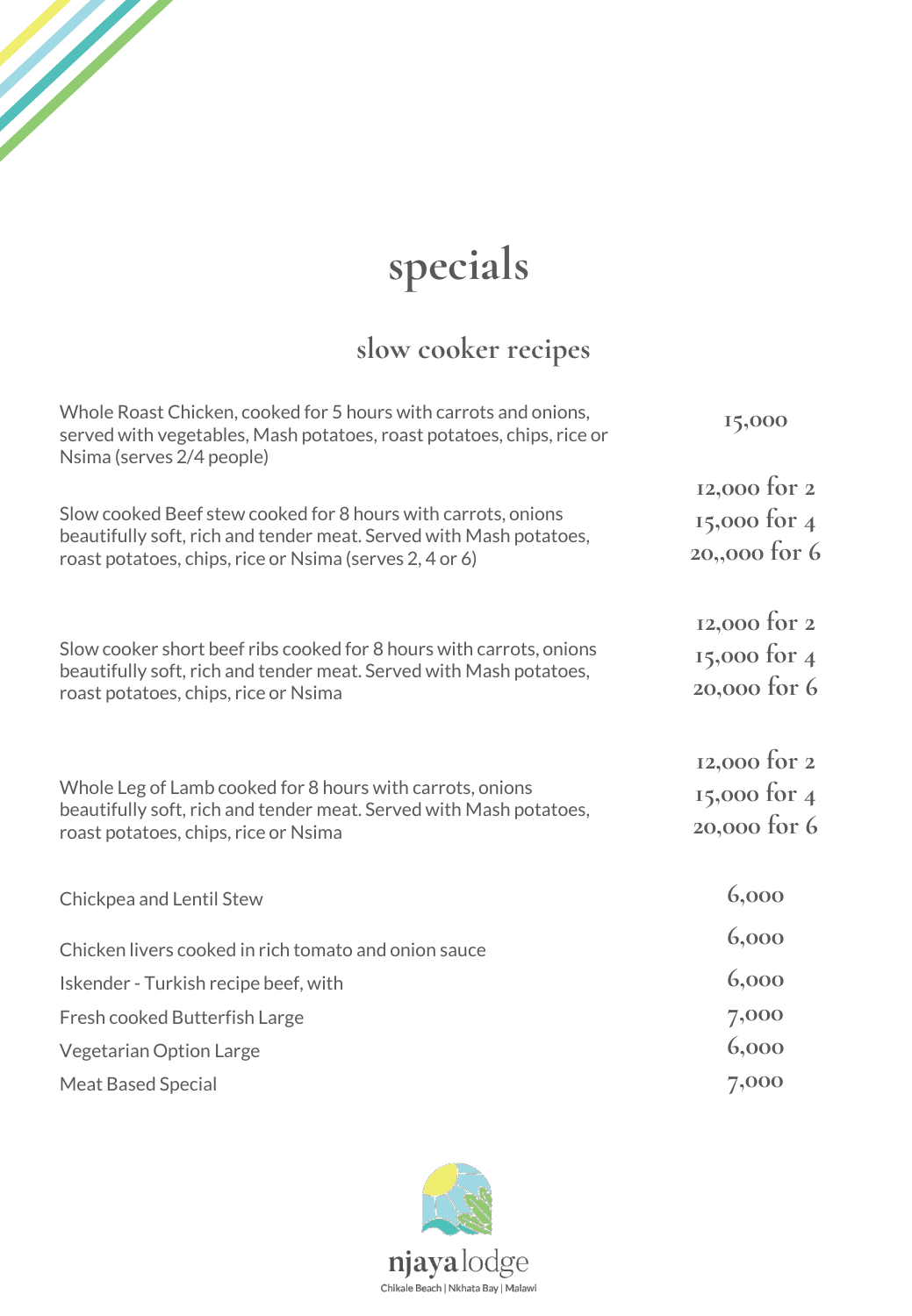# specials

## slow cooker recipes

| | |
|---|---|
| Whole Roast Chicken, cooked for 5 hours with carrots and onions, served with vegetables, Mash potatoes, roast potatoes, chips, rice or Nsima (serves 2/4 people) | 15,000 |
| Slow cooked Beef stew cooked for 8 hours with carrots, onions beautifully soft, rich and tender meat. Served with Mash potatoes, roast potatoes, chips, rice or Nsima (serves 2, 4 or 6) | 12,000 for 2<br>15,000 for 4<br>20,,000 for 6 |
| Slow cooker short beef ribs cooked for 8 hours with carrots, onions beautifully soft, rich and tender meat. Served with Mash potatoes, roast potatoes, chips, rice or Nsima | 12,000 for 2<br>15,000 for 4<br>20,000 for 6 |
| Whole Leg of Lamb cooked for 8 hours with carrots, onions beautifully soft, rich and tender meat. Served with Mash potatoes, roast potatoes, chips, rice or Nsima | 12,000 for 2<br>15,000 for 4<br>20,000 for 6 |
| Chickpea and Lentil Stew | 6,000 |
| Chicken livers cooked in rich tomato and onion sauce | 6,000 |
| Iskender - Turkish recipe beef, with | 6,000 |
| Fresh cooked Butterfish Large | 7,000 |
| Vegetarian Option Large | 6,000 |
| Meat Based Special | 7,000 |

njayalodge
Chikale Beach | Nkhata Bay | Malawi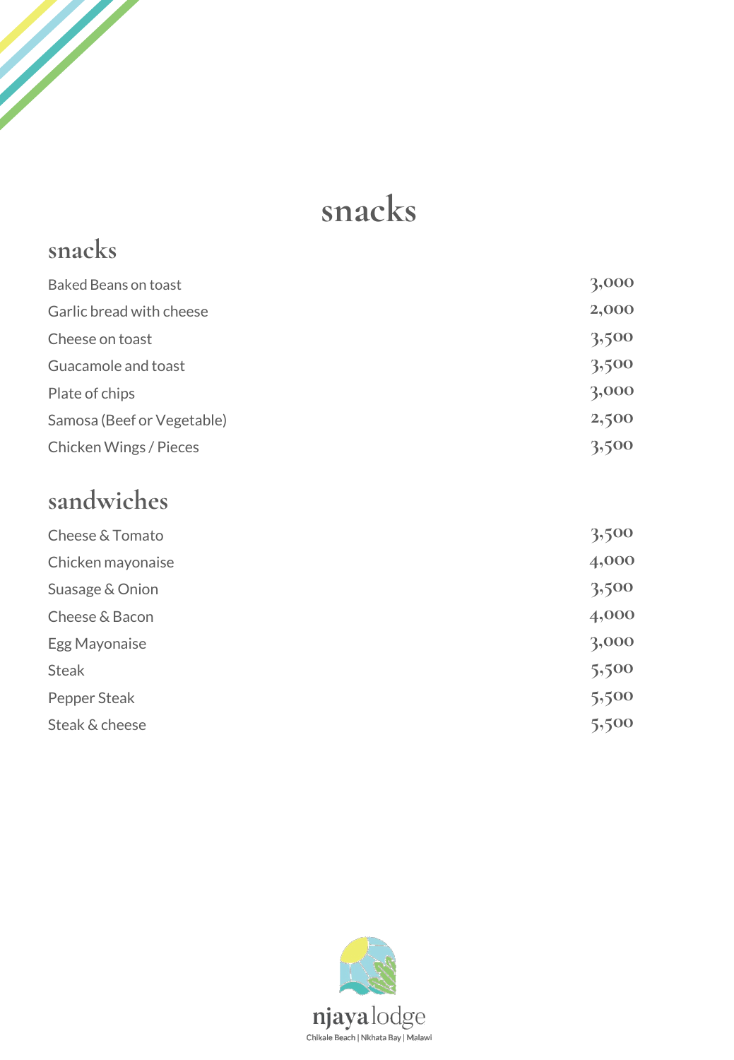# snacks

## snacks

| | |
|---|---|
| Baked Beans on toast | 3,000 |
| Garlic bread with cheese | 2,000 |
| Cheese on toast | 3,500 |
| Guacamole and toast | 3,500 |
| Plate of chips | 3,000 |
| Samosa (Beef or Vegetable) | 2,500 |
| Chicken Wings / Pieces | 3,500 |

## sandwiches

| | |
|---|---|
| Cheese & Tomato | 3,500 |
| Chicken mayonaise | 4,000 |
| Suasage & Onion | 3,500 |
| Cheese & Bacon | 4,000 |
| Egg Mayonaise | 3,000 |
| Steak | 5,500 |
| Pepper Steak | 5,500 |
| Steak & cheese | 5,500 |

njayalodge
Chikale Beach | Nkhata Bay | Malawi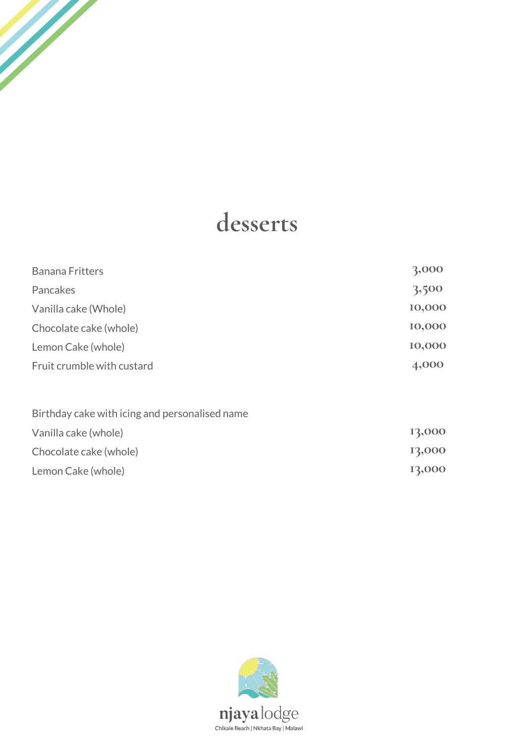# desserts

| | |
|---|---|
| Banana Fritters | 3,000 |
| Pancakes | 3,500 |
| Vanilla cake (Whole) | 10,000 |
| Chocolate cake (whole) | 10,000 |
| Lemon Cake (whole) | 10,000 |
| Fruit crumble with custard | 4,000 |

Birthday cake with icing and personalised name

| | |
|---|---|
| Vanilla cake (whole) | 13,000 |
| Chocolate cake (whole) | 13,000 |
| Lemon Cake (whole) | 13,000 |

njaya lodge

Chikale Beach | Nkhata Bay | Malawi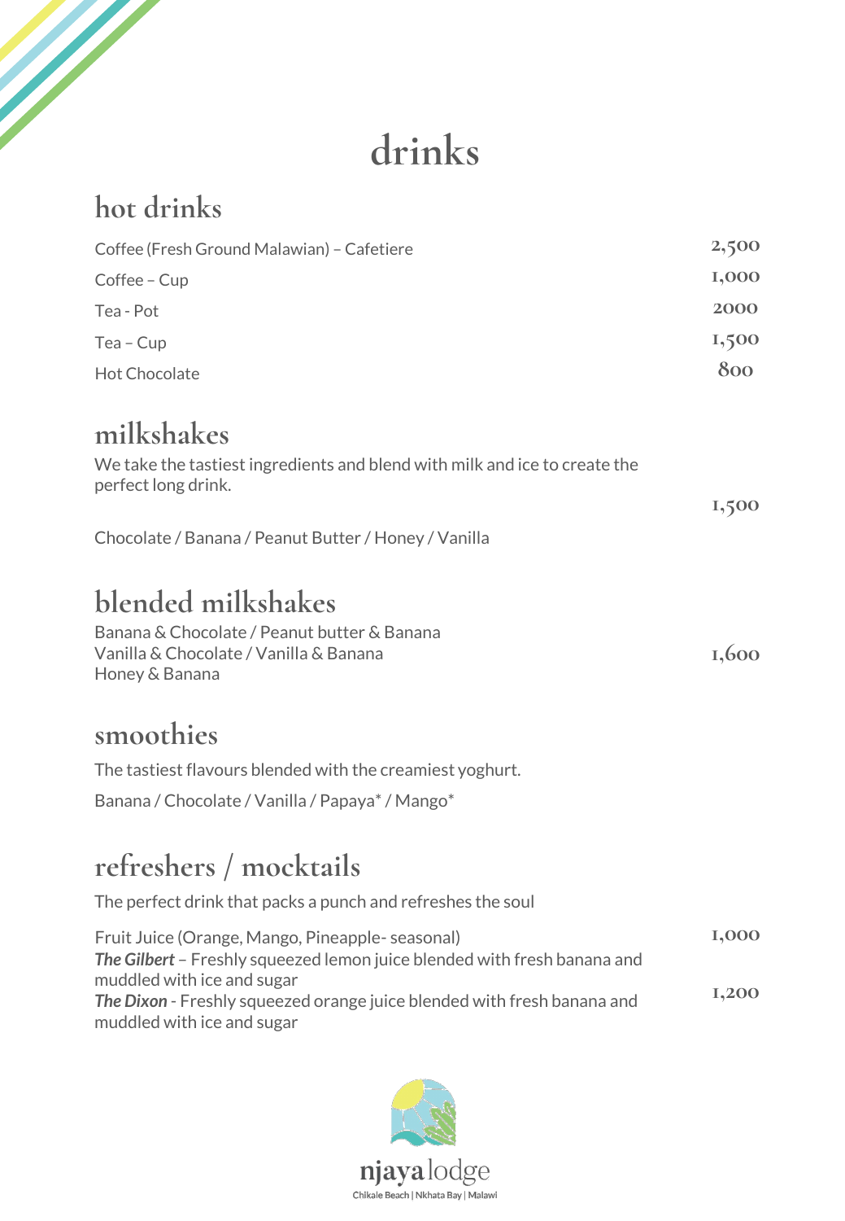# drinks

## hot drinks

| | |
|---|---|
| Coffee (Fresh Ground Malawian) – Cafetiere | 2,500 |
| Coffee – Cup | 1,000 |
| Tea - Pot | 2000 |
| Tea – Cup | 1,500 |
| Hot Chocolate | 800 |

## milkshakes

We take the tastiest ingredients and blend with milk and ice to create the perfect long drink.

1,500

Chocolate / Banana / Peanut Butter / Honey / Vanilla

## blended milkshakes

Banana & Chocolate / Peanut butter & Banana
Vanilla & Chocolate / Vanilla & Banana
Honey & Banana

1,600

## smoothies

The tastiest flavours blended with the creamiest yoghurt.

Banana / Chocolate / Vanilla / Papaya* / Mango*

## refreshers / mocktails

The perfect drink that packs a punch and refreshes the soul

| | |
|---|---|
| Fruit Juice (Orange, Mango, Pineapple- seasonal) | 1,000 |
| ***The Gilbert*** – Freshly squeezed lemon juice blended with fresh banana and muddled with ice and sugar | |
| ***The Dixon*** - Freshly squeezed orange juice blended with fresh banana and muddled with ice and sugar | 1,200 |

njaya lodge
Chikale Beach | Nkhata Bay | Malawi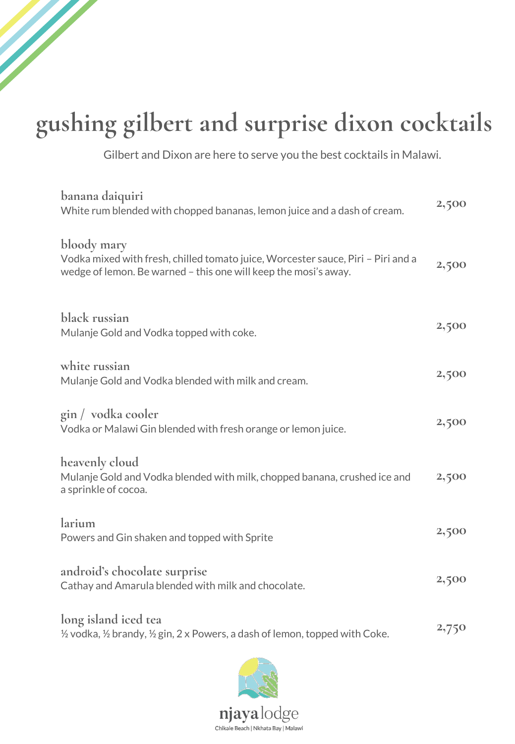# gushing gilbert and surprise dixon cocktails

Gilbert and Dixon are here to serve you the best cocktails in Malawi.

**banana daiquiri** — 2,500
White rum blended with chopped bananas, lemon juice and a dash of cream.

**bloody mary** — 2,500
Vodka mixed with fresh, chilled tomato juice, Worcester sauce, Piri – Piri and a wedge of lemon. Be warned – this one will keep the mosi's away.

**black russian** — 2,500
Mulanje Gold and Vodka topped with coke.

**white russian** — 2,500
Mulanje Gold and Vodka blended with milk and cream.

**gin / vodka cooler** — 2,500
Vodka or Malawi Gin blended with fresh orange or lemon juice.

**heavenly cloud** — 2,500
Mulanje Gold and Vodka blended with milk, chopped banana, crushed ice and a sprinkle of cocoa.

**larium** — 2,500
Powers and Gin shaken and topped with Sprite

**android's chocolate surprise** — 2,500
Cathay and Amarula blended with milk and chocolate.

**long island iced tea** — 2,750
½ vodka, ½ brandy, ½ gin, 2 x Powers, a dash of lemon, topped with Coke.

njaya lodge
Chikale Beach | Nkhata Bay | Malawi